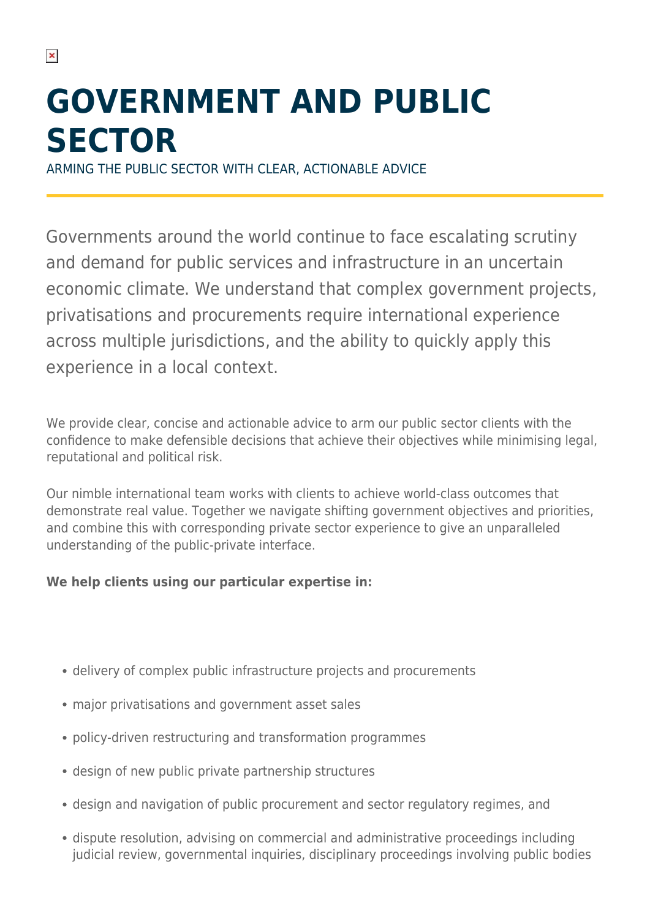# GOVERNMENT AND PUBLIC SECTOR

ARMING THE PUBLIC SECTOR WITH CLEAR, ACTIONABLE ADVICE

Governments around the world continue to face escalating scrutiny and demand for public services and infrastructure in an uncertain economic climate. We understand that complex government projects, privatisations and procurements require international experience across multiple jurisdictions, and the ability to quickly apply this experience in a local context.

We provide clear, concise and actionable advice to arm our public sector clients with the confidence to make defensible decisions that achieve their objectives while minimising legal, reputational and political risk.

Our nimble international team works with clients to achieve world-class outcomes that demonstrate real value. Together we navigate shifting government objectives and priorities, and combine this with corresponding private sector experience to give an unparalleled understanding of the public-private interface.

**We help clients using our particular expertise in:**

- delivery of complex public infrastructure projects and procurements
- major privatisations and government asset sales
- policy-driven restructuring and transformation programmes
- design of new public private partnership structures
- design and navigation of public procurement and sector regulatory regimes, and
- dispute resolution, advising on commercial and administrative proceedings including judicial review, governmental inquiries, disciplinary proceedings involving public bodies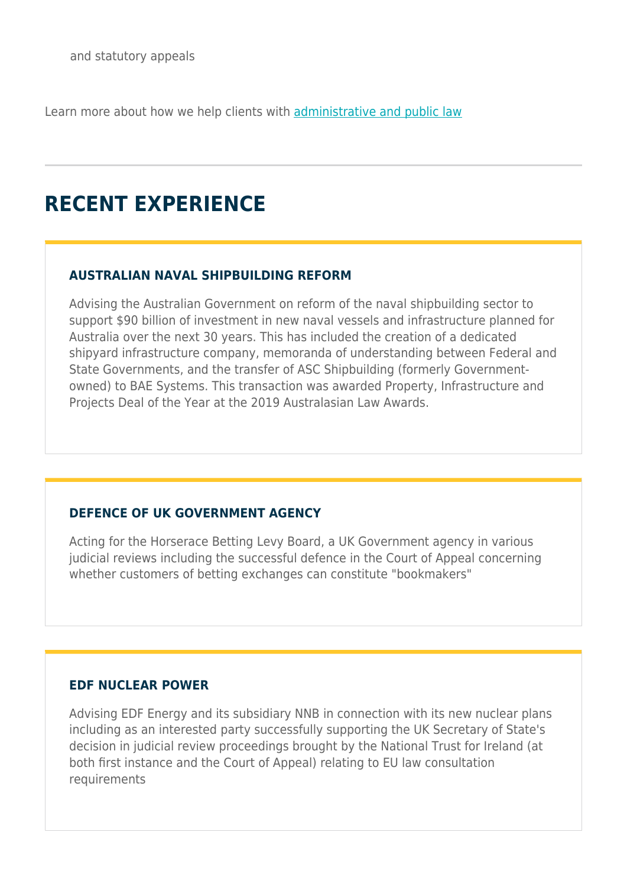and statutory appeals

Learn more about how we help clients with [administrative and public law]

---

## RECENT EXPERIENCE

### AUSTRALIAN NAVAL SHIPBUILDING REFORM

Advising the Australian Government on reform of the naval shipbuilding sector to support $90 billion of investment in new naval vessels and infrastructure planned for Australia over the next 30 years. This has included the creation of a dedicated shipyard infrastructure company, memoranda of understanding between Federal and State Governments, and the transfer of ASC Shipbuilding (formerly Government-owned) to BAE Systems. This transaction was awarded Property, Infrastructure and Projects Deal of the Year at the 2019 Australasian Law Awards.

### DEFENCE OF UK GOVERNMENT AGENCY

Acting for the Horserace Betting Levy Board, a UK Government agency in various judicial reviews including the successful defence in the Court of Appeal concerning whether customers of betting exchanges can constitute "bookmakers"

### EDF NUCLEAR POWER

Advising EDF Energy and its subsidiary NNB in connection with its new nuclear plans including as an interested party successfully supporting the UK Secretary of State's decision in judicial review proceedings brought by the National Trust for Ireland (at both first instance and the Court of Appeal) relating to EU law consultation requirements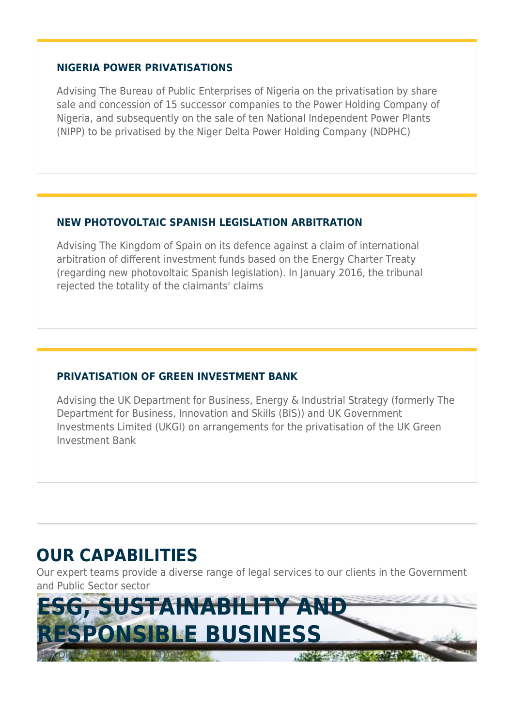### NIGERIA POWER PRIVATISATIONS

Advising The Bureau of Public Enterprises of Nigeria on the privatisation by share sale and concession of 15 successor companies to the Power Holding Company of Nigeria, and subsequently on the sale of ten National Independent Power Plants (NIPP) to be privatised by the Niger Delta Power Holding Company (NDPHC)

### NEW PHOTOVOLTAIC SPANISH LEGISLATION ARBITRATION

Advising The Kingdom of Spain on its defence against a claim of international arbitration of different investment funds based on the Energy Charter Treaty (regarding new photovoltaic Spanish legislation). In January 2016, the tribunal rejected the totality of the claimants' claims

### PRIVATISATION OF GREEN INVESTMENT BANK

Advising the UK Department for Business, Energy & Industrial Strategy (formerly The Department for Business, Innovation and Skills (BIS)) and UK Government Investments Limited (UKGI) on arrangements for the privatisation of the UK Green Investment Bank

---

## OUR CAPABILITIES

Our expert teams provide a diverse range of legal services to our clients in the Government and Public Sector sector

## ESG, SUSTAINABILITY AND RESPONSIBLE BUSINESS

BUILDING A RESILIENT FUTURE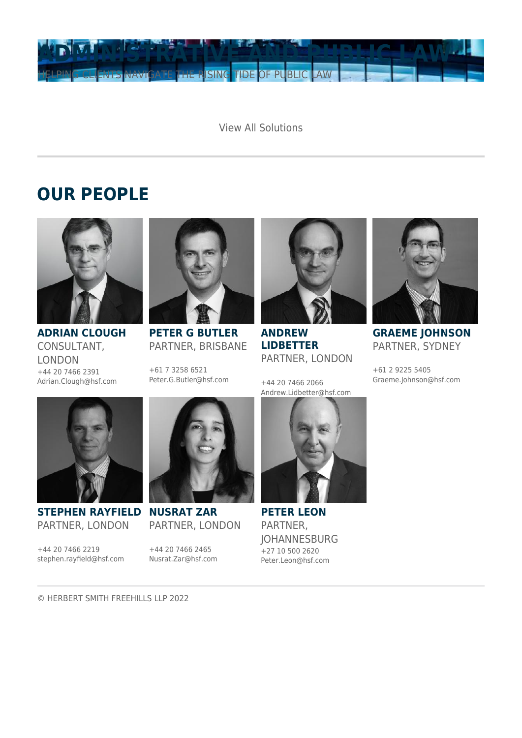# ADMINISTRATIVE AND PUBLIC LAW

HELPING CLIENTS NAVIGATE THE RISING TIDE OF PUBLIC LAW

View All Solutions

## OUR PEOPLE

**ADRIAN CLOUGH**
CONSULTANT, LONDON
+44 20 7466 2391
Adrian.Clough@hsf.com

**PETER G BUTLER**
PARTNER, BRISBANE
+61 7 3258 6521
Peter.G.Butler@hsf.com

**ANDREW LIDBETTER**
PARTNER, LONDON
+44 20 7466 2066
Andrew.Lidbetter@hsf.com

**GRAEME JOHNSON**
PARTNER, SYDNEY
+61 2 9225 5405
Graeme.Johnson@hsf.com

**STEPHEN RAYFIELD**
PARTNER, LONDON
+44 20 7466 2219
stephen.rayfield@hsf.com

**NUSRAT ZAR**
PARTNER, LONDON
+44 20 7466 2465
Nusrat.Zar@hsf.com

**PETER LEON**
PARTNER, JOHANNESBURG
+27 10 500 2620
Peter.Leon@hsf.com

© HERBERT SMITH FREEHILLS LLP 2022